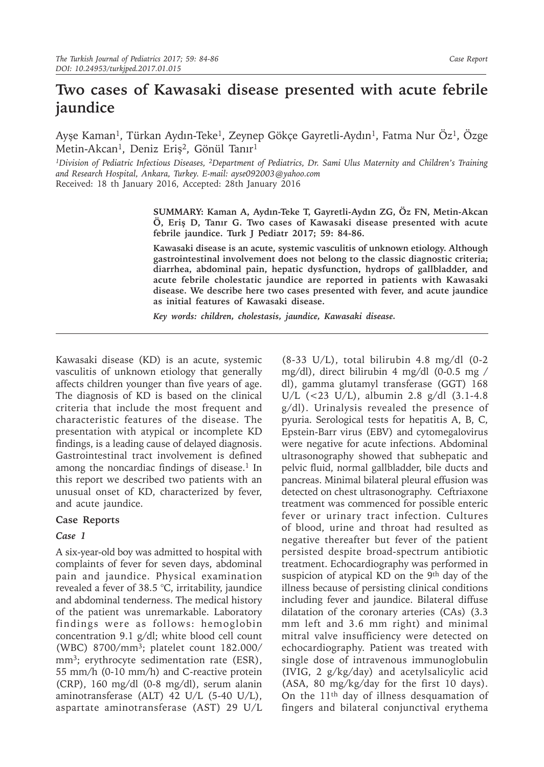# Two cases of Kawasaki disease presented with acute febrile jaundice

Ayşe Kaman[1], Türkan Aydın-Teke[1], Zeynep Gökçe Gayretli-Aydın[1], Fatma Nur Öz[1], Özge Metin-Akcan[1], Deniz Eriş[2], Gönül Tanır[1]

[1]Division of Pediatric Infectious Diseases, [2]Department of Pediatrics, Dr. Sami Ulus Maternity and Children's Training and Research Hospital, Ankara, Turkey. E-mail: ayse092003@yahoo.com

Received: 18 th January 2016, Accepted: 28th January 2016

**SUMMARY: Kaman A, Aydın-Teke T, Gayretli-Aydın ZG, Öz FN, Metin-Akcan Ö, Eriş D, Tanır G. Two cases of Kawasaki disease presented with acute febrile jaundice. Turk J Pediatr 2017; 59: 84-86.**

**Kawasaki disease is an acute, systemic vasculitis of unknown etiology. Although gastrointestinal involvement does not belong to the classic diagnostic criteria; diarrhea, abdominal pain, hepatic dysfunction, hydrops of gallbladder, and acute febrile cholestatic jaundice are reported in patients with Kawasaki disease. We describe here two cases presented with fever, and acute jaundice as initial features of Kawasaki disease.**

***Key words: children, cholestasis, jaundice, Kawasaki disease.***

Kawasaki disease (KD) is an acute, systemic vasculitis of unknown etiology that generally affects children younger than five years of age. The diagnosis of KD is based on the clinical criteria that include the most frequent and characteristic features of the disease. The presentation with atypical or incomplete KD findings, is a leading cause of delayed diagnosis. Gastrointestinal tract involvement is defined among the noncardiac findings of disease.[1] In this report we described two patients with an unusual onset of KD, characterized by fever, and acute jaundice.

## Case Reports

### *Case 1*

A six-year-old boy was admitted to hospital with complaints of fever for seven days, abdominal pain and jaundice. Physical examination revealed a fever of 38.5 °C, irritability, jaundice and abdominal tenderness. The medical history of the patient was unremarkable. Laboratory findings were as follows: hemoglobin concentration 9.1 g/dl; white blood cell count (WBC) 8700/mm$^3$; platelet count 182.000/mm$^3$; erythrocyte sedimentation rate (ESR), 55 mm/h (0-10 mm/h) and C-reactive protein (CRP), 160 mg/dl (0-8 mg/dl), serum alanin aminotransferase (ALT) 42 U/L (5-40 U/L), aspartate aminotransferase (AST) 29 U/L (8-33 U/L), total bilirubin 4.8 mg/dl (0-2 mg/dl), direct bilirubin 4 mg/dl (0-0.5 mg / dl), gamma glutamyl transferase (GGT) 168 U/L (<23 U/L), albumin 2.8 g/dl (3.1-4.8 g/dl). Urinalysis revealed the presence of pyuria. Serological tests for hepatitis A, B, C, Epstein-Barr virus (EBV) and cytomegalovirus were negative for acute infections. Abdominal ultrasonography showed that subhepatic and pelvic fluid, normal gallbladder, bile ducts and pancreas. Minimal bilateral pleural effusion was detected on chest ultrasonography. Ceftriaxone treatment was commenced for possible enteric fever or urinary tract infection. Cultures of blood, urine and throat had resulted as negative thereafter but fever of the patient persisted despite broad-spectrum antibiotic treatment. Echocardiography was performed in suspicion of atypical KD on the 9th day of the illness because of persisting clinical conditions including fever and jaundice. Bilateral diffuse dilatation of the coronary arteries (CAs) (3.3 mm left and 3.6 mm right) and minimal mitral valve insufficiency were detected on echocardiography. Patient was treated with single dose of intravenous immunoglobulin (IVIG, 2 g/kg/day) and acetylsalicylic acid (ASA, 80 mg/kg/day for the first 10 days). On the 11th day of illness desquamation of fingers and bilateral conjunctival erythema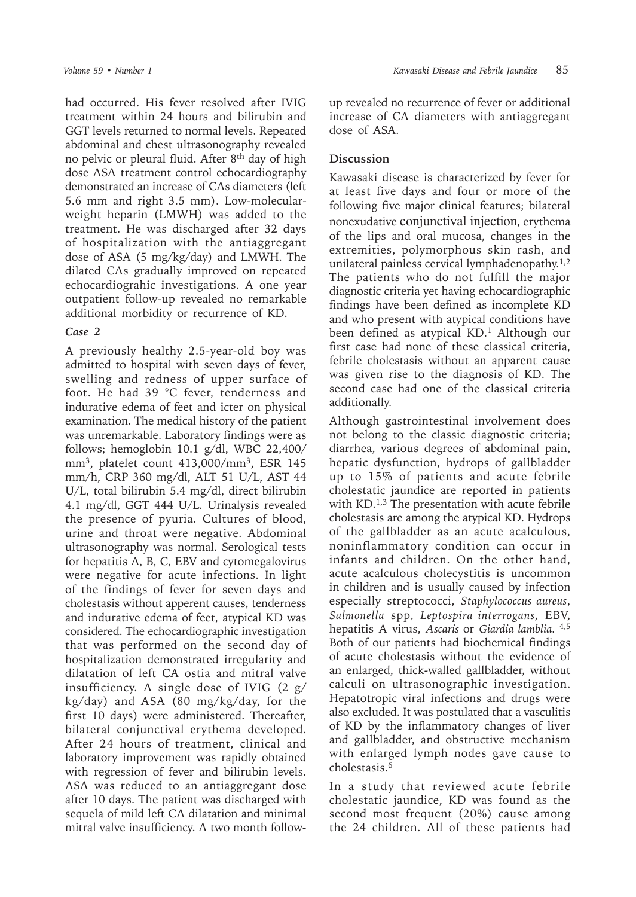had occurred. His fever resolved after IVIG treatment within 24 hours and bilirubin and GGT levels returned to normal levels. Repeated abdominal and chest ultrasonography revealed no pelvic or pleural fluid. After 8th day of high dose ASA treatment control echocardiography demonstrated an increase of CAs diameters (left 5.6 mm and right 3.5 mm). Low-molecular-weight heparin (LMWH) was added to the treatment. He was discharged after 32 days of hospitalization with the antiaggregant dose of ASA (5 mg/kg/day) and LMWH. The dilated CAs gradually improved on repeated echocardiograhic investigations. A one year outpatient follow-up revealed no remarkable additional morbidity or recurrence of KD.

### *Case 2*

A previously healthy 2.5-year-old boy was admitted to hospital with seven days of fever, swelling and redness of upper surface of foot. He had 39 °C fever, tenderness and indurative edema of feet and icter on physical examination. The medical history of the patient was unremarkable. Laboratory findings were as follows; hemoglobin 10.1 g/dl, WBC 22,400/mm$^3$, platelet count 413,000/mm$^3$, ESR 145 mm/h, CRP 360 mg/dl, ALT 51 U/L, AST 44 U/L, total bilirubin 5.4 mg/dl, direct bilirubin 4.1 mg/dl, GGT 444 U/L. Urinalysis revealed the presence of pyuria. Cultures of blood, urine and throat were negative. Abdominal ultrasonography was normal. Serological tests for hepatitis A, B, C, EBV and cytomegalovirus were negative for acute infections. In light of the findings of fever for seven days and cholestasis without apperent causes, tenderness and indurative edema of feet, atypical KD was considered. The echocardiographic investigation that was performed on the second day of hospitalization demonstrated irregularity and dilatation of left CA ostia and mitral valve insufficiency. A single dose of IVIG (2 g/kg/day) and ASA (80 mg/kg/day, for the first 10 days) were administered. Thereafter, bilateral conjunctival erythema developed. After 24 hours of treatment, clinical and laboratory improvement was rapidly obtained with regression of fever and bilirubin levels. ASA was reduced to an antiaggregant dose after 10 days. The patient was discharged with sequela of mild left CA dilatation and minimal mitral valve insufficiency. A two month follow-up revealed no recurrence of fever or additional increase of CA diameters with antiaggregant dose of ASA.

## Discussion

Kawasaki disease is characterized by fever for at least five days and four or more of the following five major clinical features; bilateral nonexudative conjunctival injection, erythema of the lips and oral mucosa, changes in the extremities, polymorphous skin rash, and unilateral painless cervical lymphadenopathy.[1,2] The patients who do not fulfill the major diagnostic criteria yet having echocardiographic findings have been defined as incomplete KD and who present with atypical conditions have been defined as atypical KD.[1] Although our first case had none of these classical criteria, febrile cholestasis without an apparent cause was given rise to the diagnosis of KD. The second case had one of the classical criteria additionally.

Although gastrointestinal involvement does not belong to the classic diagnostic criteria; diarrhea, various degrees of abdominal pain, hepatic dysfunction, hydrops of gallbladder up to 15% of patients and acute febrile cholestatic jaundice are reported in patients with KD.[1,3] The presentation with acute febrile cholestasis are among the atypical KD. Hydrops of the gallbladder as an acute acalculous, noninflammatory condition can occur in infants and children. On the other hand, acute acalculous cholecystitis is uncommon in children and is usually caused by infection especially streptococci, *Staphylococcus aureus*, *Salmonella* spp, *Leptospira interrogans*, EBV, hepatitis A virus, *Ascaris* or *Giardia lamblia*.[4,5] Both of our patients had biochemical findings of acute cholestasis without the evidence of an enlarged, thick-walled gallbladder, without calculi on ultrasonographic investigation. Hepatotropic viral infections and drugs were also excluded. It was postulated that a vasculitis of KD by the inflammatory changes of liver and gallbladder, and obstructive mechanism with enlarged lymph nodes gave cause to cholestasis.[6]

In a study that reviewed acute febrile cholestatic jaundice, KD was found as the second most frequent (20%) cause among the 24 children. All of these patients had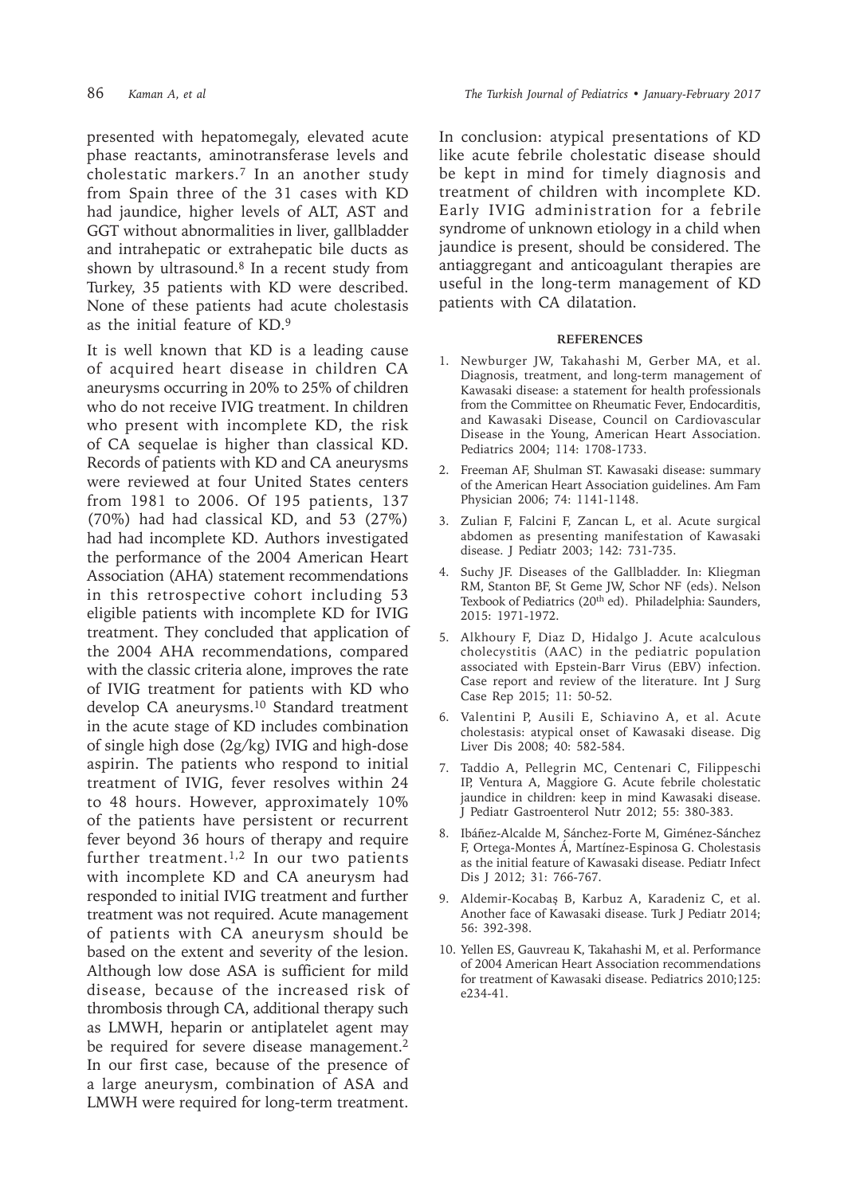presented with hepatomegaly, elevated acute phase reactants, aminotransferase levels and cholestatic markers.[7] In an another study from Spain three of the 31 cases with KD had jaundice, higher levels of ALT, AST and GGT without abnormalities in liver, gallbladder and intrahepatic or extrahepatic bile ducts as shown by ultrasound.[8] In a recent study from Turkey, 35 patients with KD were described. None of these patients had acute cholestasis as the initial feature of KD.[9]

It is well known that KD is a leading cause of acquired heart disease in children CA aneurysms occurring in 20% to 25% of children who do not receive IVIG treatment. In children who present with incomplete KD, the risk of CA sequelae is higher than classical KD. Records of patients with KD and CA aneurysms were reviewed at four United States centers from 1981 to 2006. Of 195 patients, 137 (70%) had had classical KD, and 53 (27%) had had incomplete KD. Authors investigated the performance of the 2004 American Heart Association (AHA) statement recommendations in this retrospective cohort including 53 eligible patients with incomplete KD for IVIG treatment. They concluded that application of the 2004 AHA recommendations, compared with the classic criteria alone, improves the rate of IVIG treatment for patients with KD who develop CA aneurysms.[10] Standard treatment in the acute stage of KD includes combination of single high dose (2g/kg) IVIG and high-dose aspirin. The patients who respond to initial treatment of IVIG, fever resolves within 24 to 48 hours. However, approximately 10% of the patients have persistent or recurrent fever beyond 36 hours of therapy and require further treatment.[1,2] In our two patients with incomplete KD and CA aneurysm had responded to initial IVIG treatment and further treatment was not required. Acute management of patients with CA aneurysm should be based on the extent and severity of the lesion. Although low dose ASA is sufficient for mild disease, because of the increased risk of thrombosis through CA, additional therapy such as LMWH, heparin or antiplatelet agent may be required for severe disease management.[2] In our first case, because of the presence of a large aneurysm, combination of ASA and LMWH were required for long-term treatment.

In conclusion: atypical presentations of KD like acute febrile cholestatic disease should be kept in mind for timely diagnosis and treatment of children with incomplete KD. Early IVIG administration for a febrile syndrome of unknown etiology in a child when jaundice is present, should be considered. The antiaggregant and anticoagulant therapies are useful in the long-term management of KD patients with CA dilatation.

## REFERENCES

1. Newburger JW, Takahashi M, Gerber MA, et al. Diagnosis, treatment, and long-term management of Kawasaki disease: a statement for health professionals from the Committee on Rheumatic Fever, Endocarditis, and Kawasaki Disease, Council on Cardiovascular Disease in the Young, American Heart Association. Pediatrics 2004; 114: 1708-1733.
2. Freeman AF, Shulman ST. Kawasaki disease: summary of the American Heart Association guidelines. Am Fam Physician 2006; 74: 1141-1148.
3. Zulian F, Falcini F, Zancan L, et al. Acute surgical abdomen as presenting manifestation of Kawasaki disease. J Pediatr 2003; 142: 731-735.
4. Suchy JF. Diseases of the Gallbladder. In: Kliegman RM, Stanton BF, St Geme JW, Schor NF (eds). Nelson Texbook of Pediatrics (20th ed). Philadelphia: Saunders, 2015: 1971-1972.
5. Alkhoury F, Diaz D, Hidalgo J. Acute acalculous cholecystitis (AAC) in the pediatric population associated with Epstein-Barr Virus (EBV) infection. Case report and review of the literature. Int J Surg Case Rep 2015; 11: 50-52.
6. Valentini P, Ausili E, Schiavino A, et al. Acute cholestasis: atypical onset of Kawasaki disease. Dig Liver Dis 2008; 40: 582-584.
7. Taddio A, Pellegrin MC, Centenari C, Filippeschi IP, Ventura A, Maggiore G. Acute febrile cholestatic jaundice in children: keep in mind Kawasaki disease. J Pediatr Gastroenterol Nutr 2012; 55: 380-383.
8. Ibáñez-Alcalde M, Sánchez-Forte M, Giménez-Sánchez F, Ortega-Montes Á, Martínez-Espinosa G. Cholestasis as the initial feature of Kawasaki disease. Pediatr Infect Dis J 2012; 31: 766-767.
9. Aldemir-Kocabaş B, Karbuz A, Karadeniz C, et al. Another face of Kawasaki disease. Turk J Pediatr 2014; 56: 392-398.
10. Yellen ES, Gauvreau K, Takahashi M, et al. Performance of 2004 American Heart Association recommendations for treatment of Kawasaki disease. Pediatrics 2010;125: e234-41.